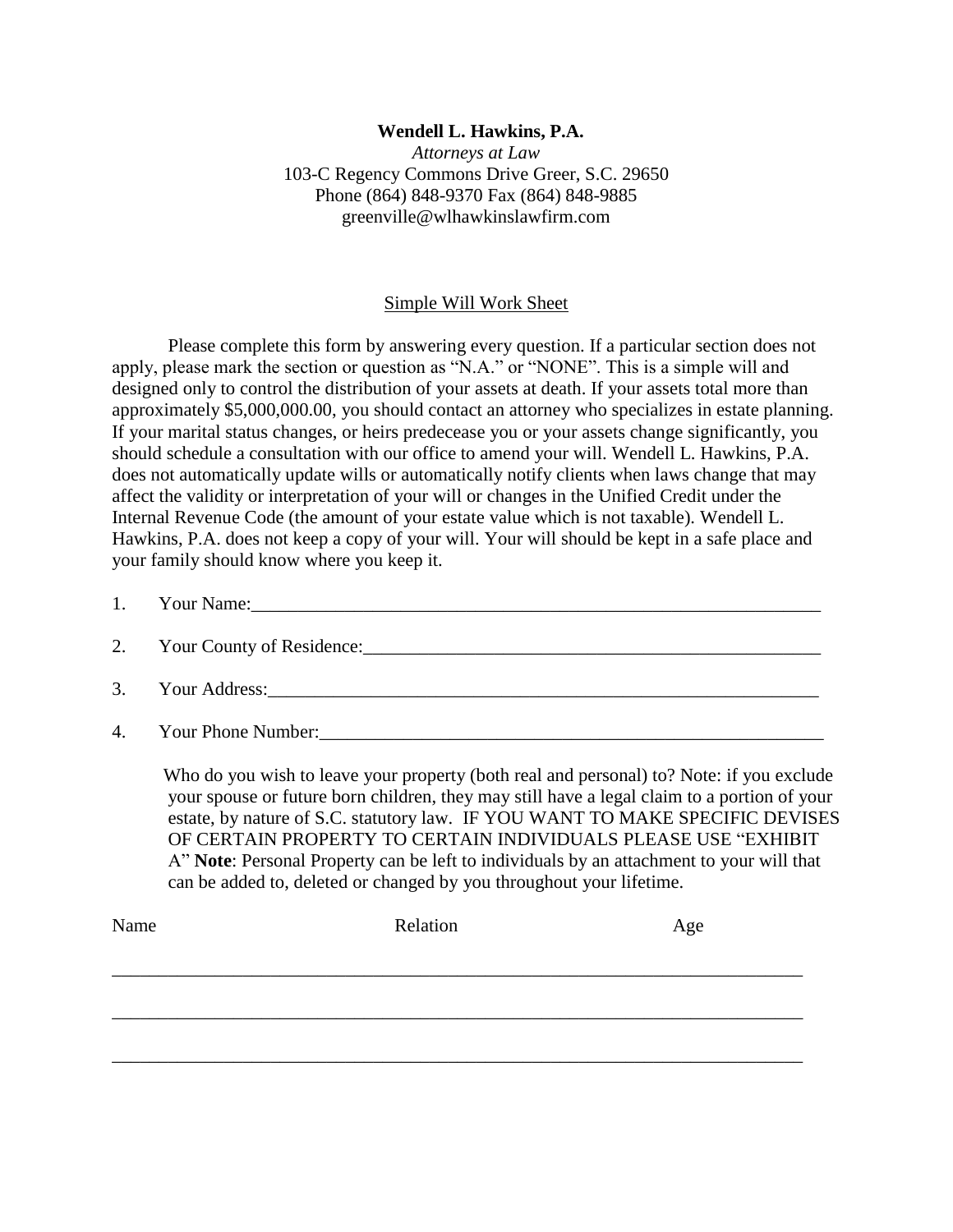**Wendell L. Hawkins, P.A.**

*Attorneys at Law*

103-C Regency Commons Drive Greer, S.C. 29650

Phone (864) 848-9370 Fax (864) 848-9885

greenville@wlhawkinslawfirm.com

Simple Will Work Sheet

Please complete this form by answering every question. If a particular section does not apply, please mark the section or question as "N.A." or "NONE". This is a simple will and designed only to control the distribution of your assets at death. If your assets total more than approximately $5,000,000.00, you should contact an attorney who specializes in estate planning. If your marital status changes, or heirs predecease you or your assets change significantly, you should schedule a consultation with our office to amend your will. Wendell L. Hawkins, P.A. does not automatically update wills or automatically notify clients when laws change that may affect the validity or interpretation of your will or changes in the Unified Credit under the Internal Revenue Code (the amount of your estate value which is not taxable). Wendell L. Hawkins, P.A. does not keep a copy of your will. Your will should be kept in a safe place and your family should know where you keep it.

1. Your Name:_______________________________________________________________

2. Your County of Residence:__________________________________________________

3. Your Address:_____________________________________________________________

4. Your Phone Number:_______________________________________________________

Who do you wish to leave your property (both real and personal) to? Note: if you exclude your spouse or future born children, they may still have a legal claim to a portion of your estate, by nature of S.C. statutory law. IF YOU WANT TO MAKE SPECIFIC DEVISES OF CERTAIN PROPERTY TO CERTAIN INDIVIDUALS PLEASE USE "EXHIBIT A" **Note**: Personal Property can be left to individuals by an attachment to your will that can be added to, deleted or changed by you throughout your lifetime.

| Name | Relation | Age |
| --- | --- | --- |
| | | |
| | | |
| | | |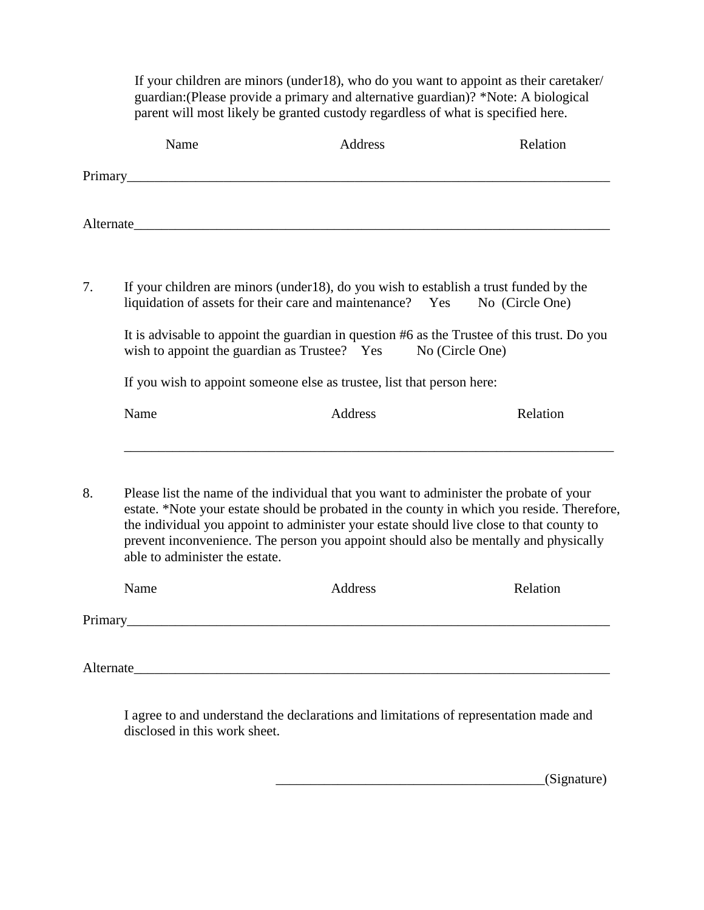If your children are minors (under18), who do you want to appoint as their caretaker/ guardian:(Please provide a primary and alternative guardian)? *Note: A biological parent will most likely be granted custody regardless of what is specified here.

Name Address Relation

Primary___________________________________________________________________________

Alternate_________________________________________________________________________

7. If your children are minors (under18), do you wish to establish a trust funded by the liquidation of assets for their care and maintenance? Yes No (Circle One)

   It is advisable to appoint the guardian in question #6 as the Trustee of this trust. Do you wish to appoint the guardian as Trustee? Yes No (Circle One)

   If you wish to appoint someone else as trustee, list that person here:

   Name Address Relation

   ___________________________________________________________________________

8. Please list the name of the individual that you want to administer the probate of your estate. *Note your estate should be probated in the county in which you reside. Therefore, the individual you appoint to administer your estate should live close to that county to prevent inconvenience. The person you appoint should also be mentally and physically able to administer the estate.

   Name Address Relation

Primary___________________________________________________________________________

Alternate_________________________________________________________________________

I agree to and understand the declarations and limitations of representation made and disclosed in this work sheet.

_______________________________________(Signature)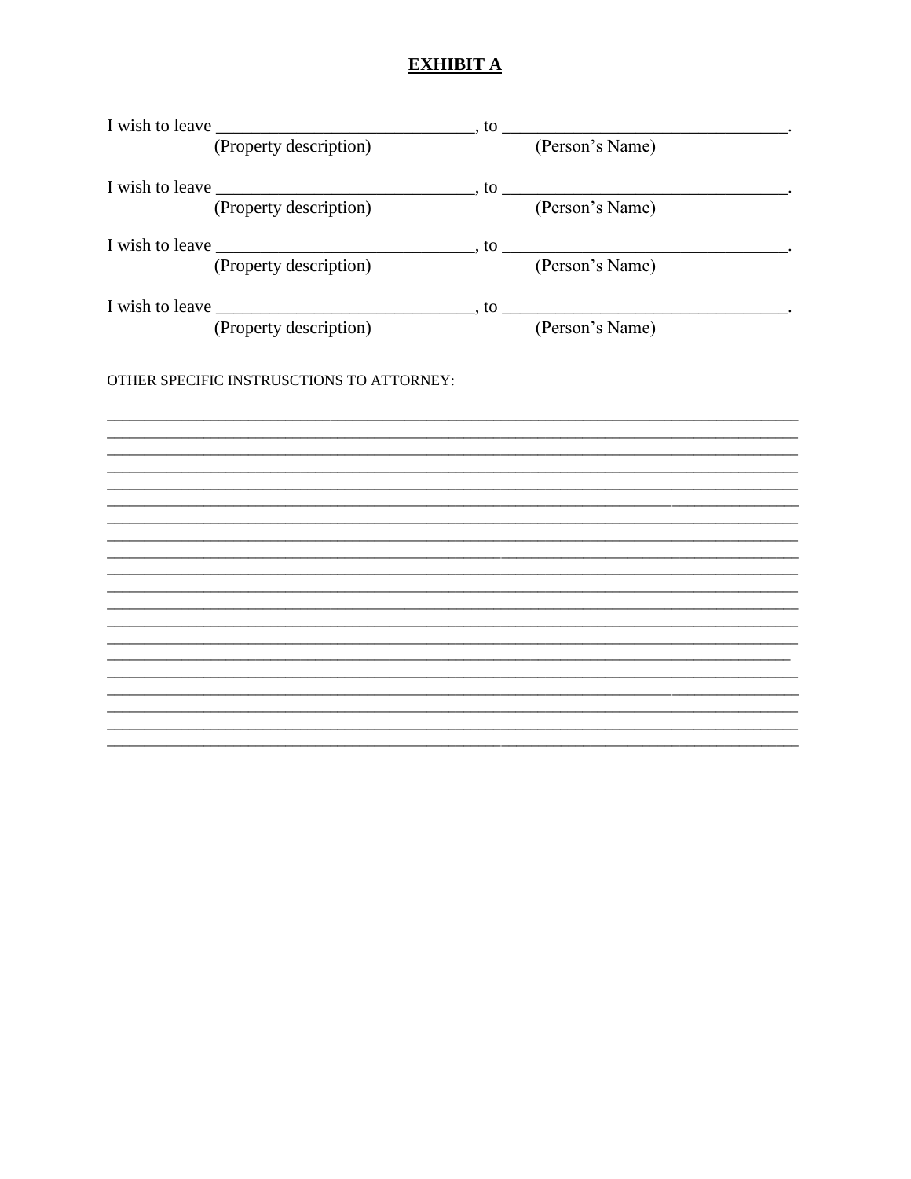# EXHIBIT A

I wish to leave _____________________________, to _________________________________.
(Property description) (Person's Name)

I wish to leave _____________________________, to _________________________________.
(Property description) (Person's Name)

I wish to leave _____________________________, to _________________________________.
(Property description) (Person's Name)

I wish to leave _____________________________, to _________________________________.
(Property description) (Person's Name)

OTHER SPECIFIC INSTRUSCTIONS TO ATTORNEY:

________________________________________________________________________________
________________________________________________________________________________
________________________________________________________________________________
________________________________________________________________________________
________________________________________________________________________________
________________________________________________________________________________
________________________________________________________________________________
________________________________________________________________________________
________________________________________________________________________________
________________________________________________________________________________
________________________________________________________________________________
________________________________________________________________________________
________________________________________________________________________________
________________________________________________________________________________
________________________________________________________________________________
________________________________________________________________________________
________________________________________________________________________________
________________________________________________________________________________
________________________________________________________________________________
________________________________________________________________________________